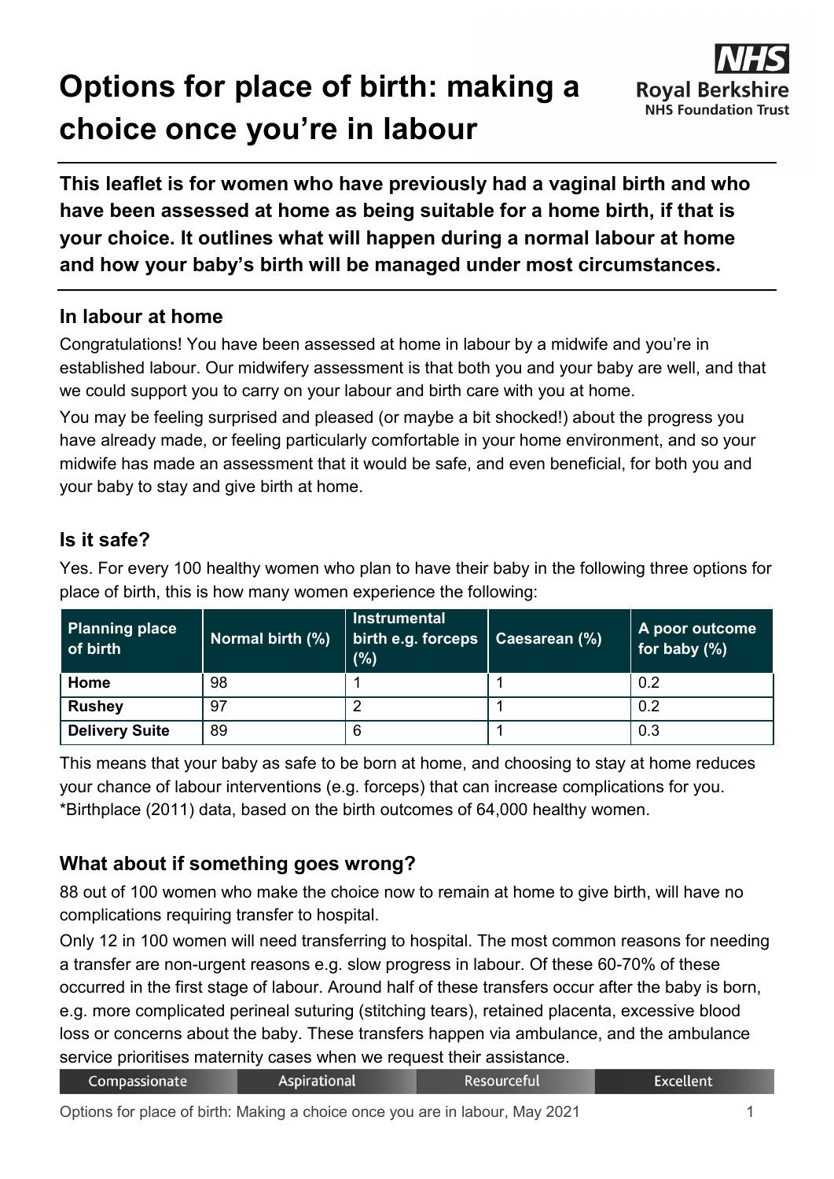# Options for place of birth: making a choice once you're in labour

**This leaflet is for women who have previously had a vaginal birth and who have been assessed at home as being suitable for a home birth, if that is your choice. It outlines what will happen during a normal labour at home and how your baby's birth will be managed under most circumstances.**

## In labour at home

Congratulations! You have been assessed at home in labour by a midwife and you're in established labour. Our midwifery assessment is that both you and your baby are well, and that we could support you to carry on your labour and birth care with you at home.

You may be feeling surprised and pleased (or maybe a bit shocked!) about the progress you have already made, or feeling particularly comfortable in your home environment, and so your midwife has made an assessment that it would be safe, and even beneficial, for both you and your baby to stay and give birth at home.

## Is it safe?

Yes. For every 100 healthy women who plan to have their baby in the following three options for place of birth, this is how many women experience the following:

| Planning place of birth | Normal birth (%) | Instrumental birth e.g. forceps (%) | Caesarean (%) | A poor outcome for baby (%) |
|---|---|---|---|---|
| **Home** | 98 | 1 | 1 | 0.2 |
| **Rushey** | 97 | 2 | 1 | 0.2 |
| **Delivery Suite** | 89 | 6 | 1 | 0.3 |

This means that your baby as safe to be born at home, and choosing to stay at home reduces your chance of labour interventions (e.g. forceps) that can increase complications for you. *Birthplace (2011) data, based on the birth outcomes of 64,000 healthy women.

## What about if something goes wrong?

88 out of 100 women who make the choice now to remain at home to give birth, will have no complications requiring transfer to hospital.

Only 12 in 100 women will need transferring to hospital. The most common reasons for needing a transfer are non-urgent reasons e.g. slow progress in labour. Of these 60-70% of these occurred in the first stage of labour. Around half of these transfers occur after the baby is born, e.g. more complicated perineal suturing (stitching tears), retained placenta, excessive blood loss or concerns about the baby. These transfers happen via ambulance, and the ambulance service prioritises maternity cases when we request their assistance.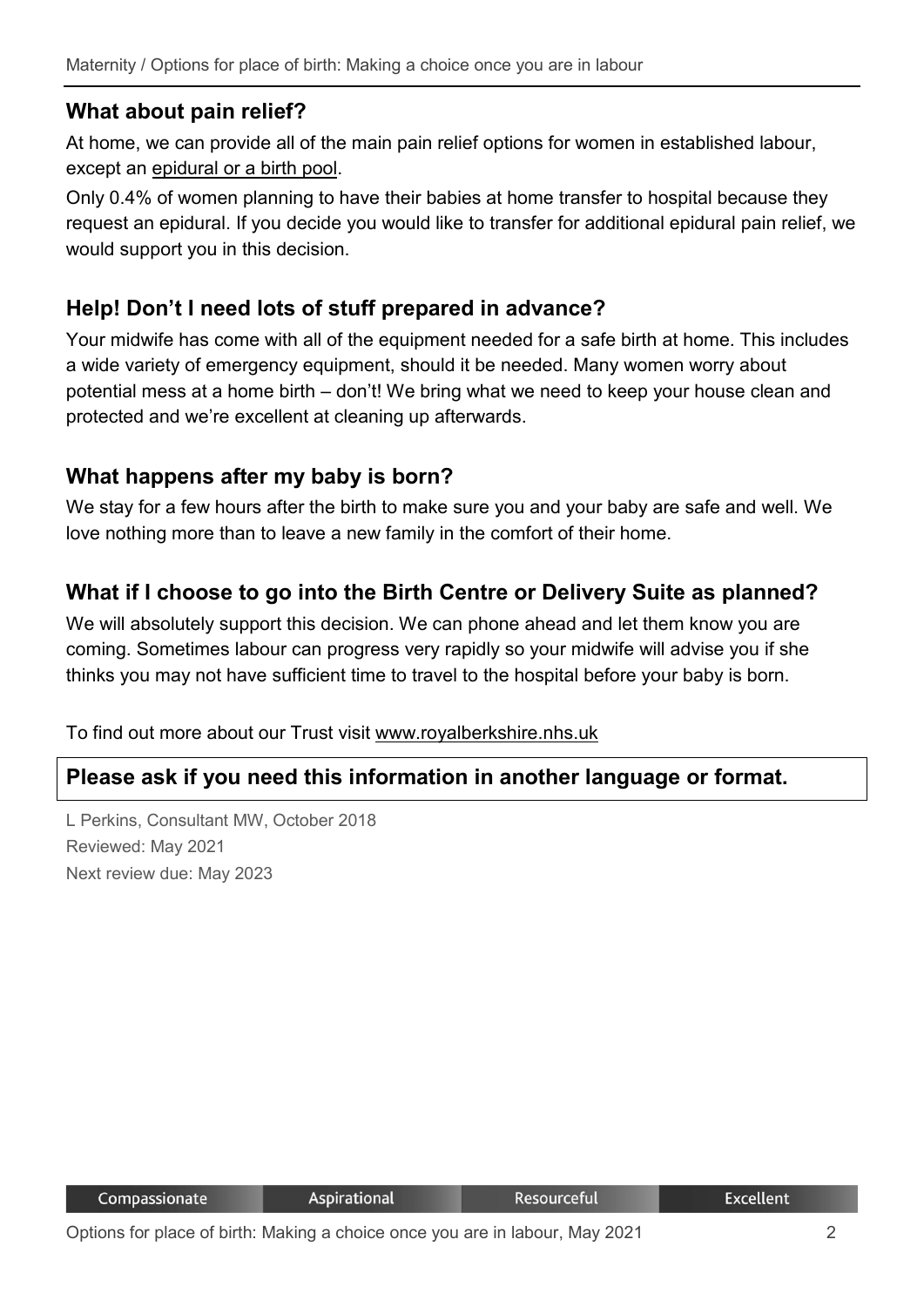## What about pain relief?

At home, we can provide all of the main pain relief options for women in established labour, except an epidural or a birth pool.

Only 0.4% of women planning to have their babies at home transfer to hospital because they request an epidural. If you decide you would like to transfer for additional epidural pain relief, we would support you in this decision.

## Help! Don't I need lots of stuff prepared in advance?

Your midwife has come with all of the equipment needed for a safe birth at home. This includes a wide variety of emergency equipment, should it be needed. Many women worry about potential mess at a home birth – don't! We bring what we need to keep your house clean and protected and we're excellent at cleaning up afterwards.

## What happens after my baby is born?

We stay for a few hours after the birth to make sure you and your baby are safe and well. We love nothing more than to leave a new family in the comfort of their home.

## What if I choose to go into the Birth Centre or Delivery Suite as planned?

We will absolutely support this decision. We can phone ahead and let them know you are coming. Sometimes labour can progress very rapidly so your midwife will advise you if she thinks you may not have sufficient time to travel to the hospital before your baby is born.

To find out more about our Trust visit www.royalberkshire.nhs.uk

**Please ask if you need this information in another language or format.**

L Perkins, Consultant MW, October 2018
Reviewed: May 2021
Next review due: May 2023

Compassionate | Aspirational | Resourceful | Excellent